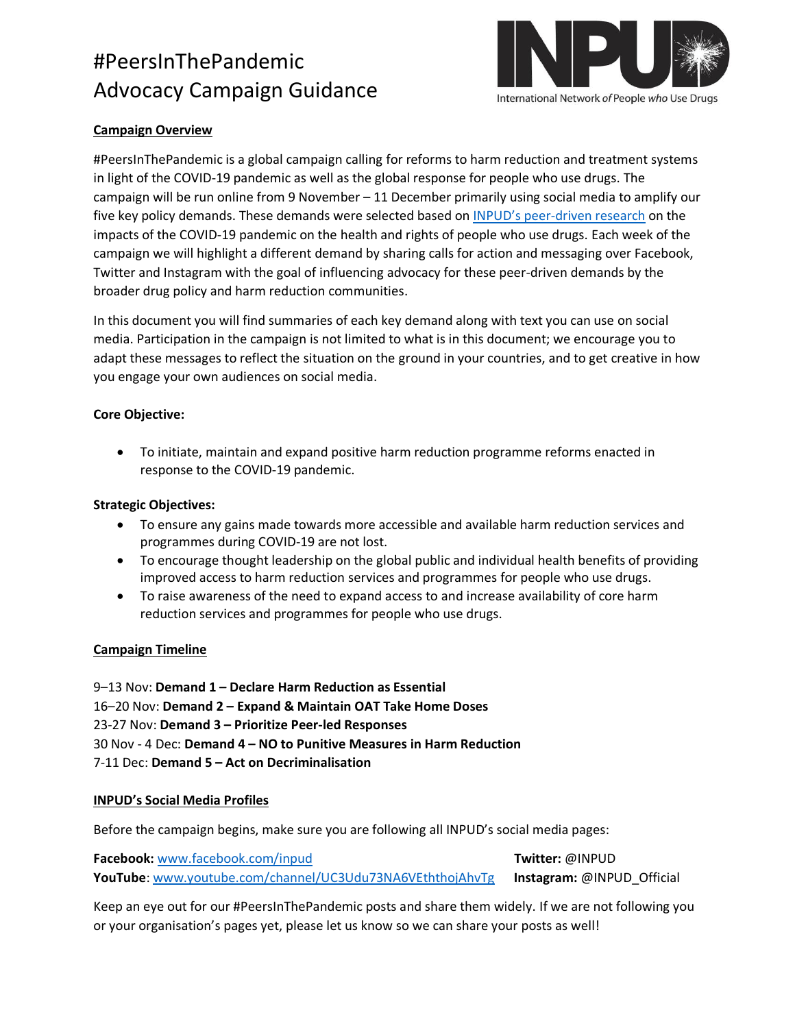# #PeersInThePandemic Advocacy Campaign Guidance

International Network *of* People *who* Use Drugs

## Campaign Overview

#PeersInThePandemic is a global campaign calling for reforms to harm reduction and treatment systems in light of the COVID-19 pandemic as well as the global response for people who use drugs. The campaign will be run online from 9 November – 11 December primarily using social media to amplify our five key policy demands. These demands were selected based on INPUD's peer-driven research on the impacts of the COVID-19 pandemic on the health and rights of people who use drugs. Each week of the campaign we will highlight a different demand by sharing calls for action and messaging over Facebook, Twitter and Instagram with the goal of influencing advocacy for these peer-driven demands by the broader drug policy and harm reduction communities.

In this document you will find summaries of each key demand along with text you can use on social media. Participation in the campaign is not limited to what is in this document; we encourage you to adapt these messages to reflect the situation on the ground in your countries, and to get creative in how you engage your own audiences on social media.

**Core Objective:**

- To initiate, maintain and expand positive harm reduction programme reforms enacted in response to the COVID-19 pandemic.

**Strategic Objectives:**

- To ensure any gains made towards more accessible and available harm reduction services and programmes during COVID-19 are not lost.
- To encourage thought leadership on the global public and individual health benefits of providing improved access to harm reduction services and programmes for people who use drugs.
- To raise awareness of the need to expand access to and increase availability of core harm reduction services and programmes for people who use drugs.

## Campaign Timeline

9–13 Nov: **Demand 1 – Declare Harm Reduction as Essential**
16–20 Nov: **Demand 2 – Expand & Maintain OAT Take Home Doses**
23-27 Nov: **Demand 3 – Prioritize Peer-led Responses**
30 Nov - 4 Dec: **Demand 4 – NO to Punitive Measures in Harm Reduction**
7-11 Dec: **Demand 5 – Act on Decriminalisation**

## INPUD's Social Media Profiles

Before the campaign begins, make sure you are following all INPUD's social media pages:

**Facebook:** www.facebook.com/inpud
**Twitter:** @INPUD
**YouTube**: www.youtube.com/channel/UC3Udu73NA6VEththojAhvTg
**Instagram:** @INPUD_Official

Keep an eye out for our #PeersInThePandemic posts and share them widely. If we are not following you or your organisation's pages yet, please let us know so we can share your posts as well!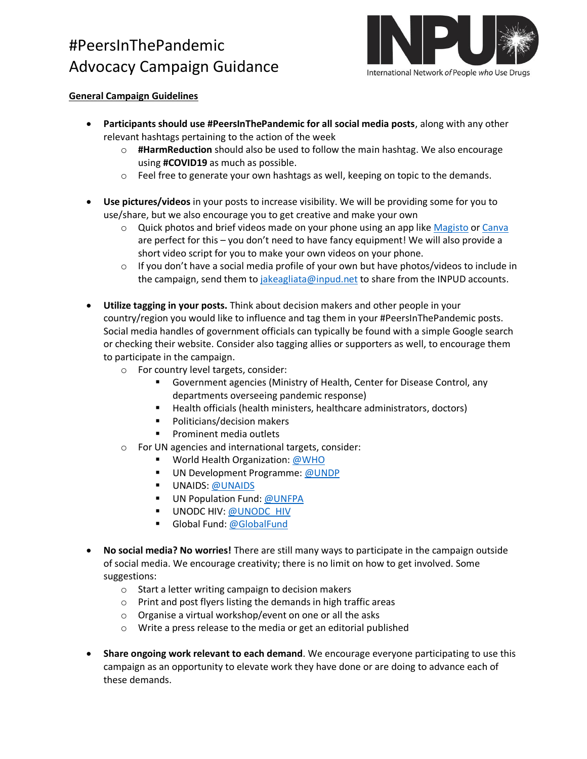# #PeersInThePandemic Advocacy Campaign Guidance

International Network *of* People *who* Use Drugs

## General Campaign Guidelines

- **Participants should use #PeersInThePandemic for all social media posts**, along with any other relevant hashtags pertaining to the action of the week
  - **#HarmReduction** should also be used to follow the main hashtag. We also encourage using **#COVID19** as much as possible.
  - Feel free to generate your own hashtags as well, keeping on topic to the demands.

- **Use pictures/videos** in your posts to increase visibility. We will be providing some for you to use/share, but we also encourage you to get creative and make your own
  - Quick photos and brief videos made on your phone using an app like Magisto or Canva are perfect for this – you don't need to have fancy equipment! We will also provide a short video script for you to make your own videos on your phone.
  - If you don't have a social media profile of your own but have photos/videos to include in the campaign, send them to jakeagliata@inpud.net to share from the INPUD accounts.

- **Utilize tagging in your posts.** Think about decision makers and other people in your country/region you would like to influence and tag them in your #PeersInThePandemic posts. Social media handles of government officials can typically be found with a simple Google search or checking their website. Consider also tagging allies or supporters as well, to encourage them to participate in the campaign.
  - For country level targets, consider:
    - Government agencies (Ministry of Health, Center for Disease Control, any departments overseeing pandemic response)
    - Health officials (health ministers, healthcare administrators, doctors)
    - Politicians/decision makers
    - Prominent media outlets
  - For UN agencies and international targets, consider:
    - World Health Organization: @WHO
    - UN Development Programme: @UNDP
    - UNAIDS: @UNAIDS
    - UN Population Fund: @UNFPA
    - UNODC HIV: @UNODC_HIV
    - Global Fund: @GlobalFund

- **No social media? No worries!** There are still many ways to participate in the campaign outside of social media. We encourage creativity; there is no limit on how to get involved. Some suggestions:
  - Start a letter writing campaign to decision makers
  - Print and post flyers listing the demands in high traffic areas
  - Organise a virtual workshop/event on one or all the asks
  - Write a press release to the media or get an editorial published

- **Share ongoing work relevant to each demand**. We encourage everyone participating to use this campaign as an opportunity to elevate work they have done or are doing to advance each of these demands.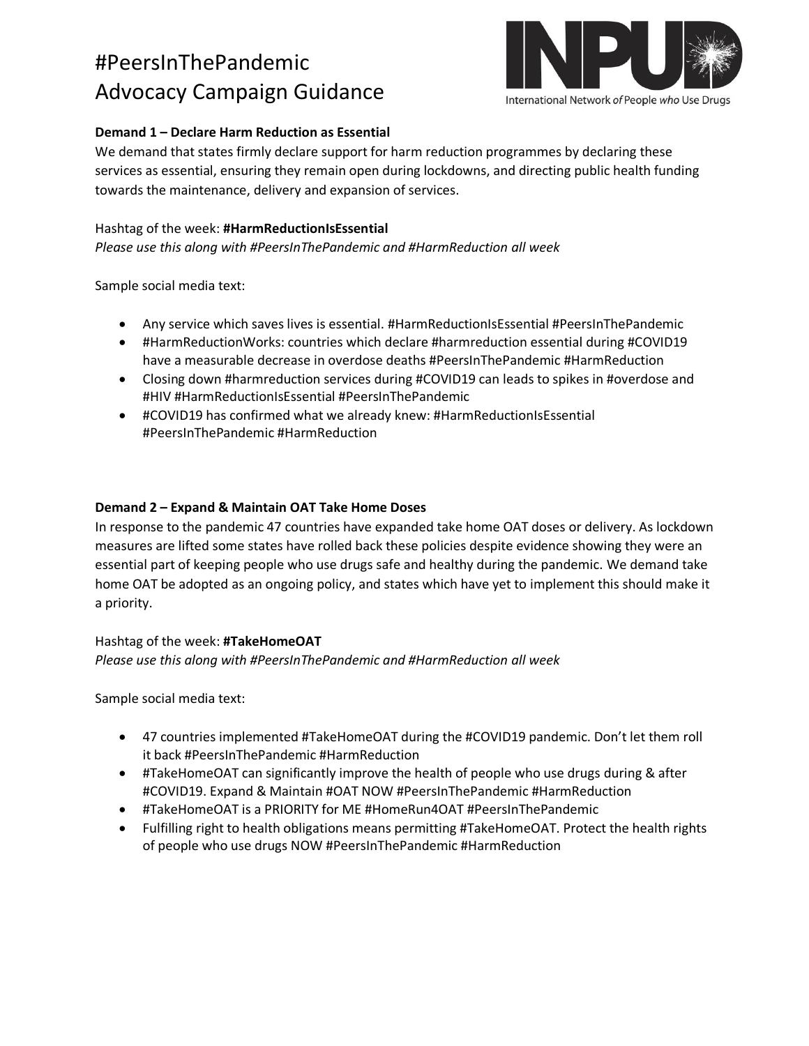# #PeersInThePandemic
# Advocacy Campaign Guidance

**Demand 1 – Declare Harm Reduction as Essential**

We demand that states firmly declare support for harm reduction programmes by declaring these services as essential, ensuring they remain open during lockdowns, and directing public health funding towards the maintenance, delivery and expansion of services.

Hashtag of the week: **#HarmReductionIsEssential**

*Please use this along with #PeersInThePandemic and #HarmReduction all week*

Sample social media text:

- Any service which saves lives is essential. #HarmReductionIsEssential #PeersInThePandemic
- #HarmReductionWorks: countries which declare #harmreduction essential during #COVID19 have a measurable decrease in overdose deaths #PeersInThePandemic #HarmReduction
- Closing down #harmreduction services during #COVID19 can leads to spikes in #overdose and #HIV #HarmReductionIsEssential #PeersInThePandemic
- #COVID19 has confirmed what we already knew: #HarmReductionIsEssential #PeersInThePandemic #HarmReduction

**Demand 2 – Expand & Maintain OAT Take Home Doses**

In response to the pandemic 47 countries have expanded take home OAT doses or delivery. As lockdown measures are lifted some states have rolled back these policies despite evidence showing they were an essential part of keeping people who use drugs safe and healthy during the pandemic. We demand take home OAT be adopted as an ongoing policy, and states which have yet to implement this should make it a priority.

Hashtag of the week: **#TakeHomeOAT**

*Please use this along with #PeersInThePandemic and #HarmReduction all week*

Sample social media text:

- 47 countries implemented #TakeHomeOAT during the #COVID19 pandemic. Don't let them roll it back #PeersInThePandemic #HarmReduction
- #TakeHomeOAT can significantly improve the health of people who use drugs during & after #COVID19. Expand & Maintain #OAT NOW #PeersInThePandemic #HarmReduction
- #TakeHomeOAT is a PRIORITY for ME #HomeRun4OAT #PeersInThePandemic
- Fulfilling right to health obligations means permitting #TakeHomeOAT. Protect the health rights of people who use drugs NOW #PeersInThePandemic #HarmReduction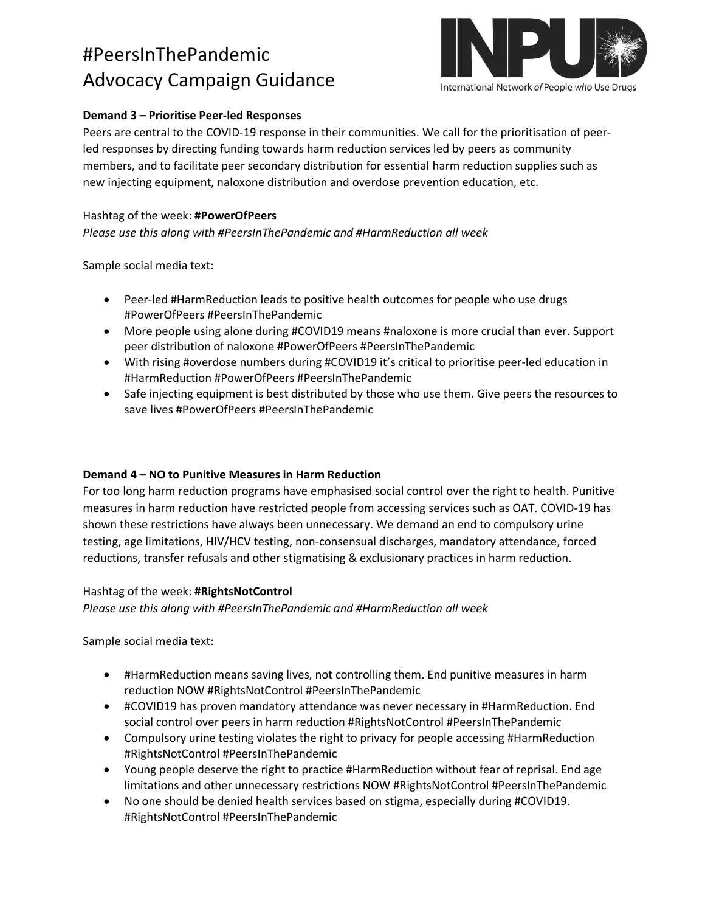# #PeersInThePandemic Advocacy Campaign Guidance

**Demand 3 – Prioritise Peer-led Responses**

Peers are central to the COVID-19 response in their communities. We call for the prioritisation of peer-led responses by directing funding towards harm reduction services led by peers as community members, and to facilitate peer secondary distribution for essential harm reduction supplies such as new injecting equipment, naloxone distribution and overdose prevention education, etc.

Hashtag of the week: **#PowerOfPeers**

*Please use this along with #PeersInThePandemic and #HarmReduction all week*

Sample social media text:

- Peer-led #HarmReduction leads to positive health outcomes for people who use drugs #PowerOfPeers #PeersInThePandemic
- More people using alone during #COVID19 means #naloxone is more crucial than ever. Support peer distribution of naloxone #PowerOfPeers #PeersInThePandemic
- With rising #overdose numbers during #COVID19 it's critical to prioritise peer-led education in #HarmReduction #PowerOfPeers #PeersInThePandemic
- Safe injecting equipment is best distributed by those who use them. Give peers the resources to save lives #PowerOfPeers #PeersInThePandemic

**Demand 4 – NO to Punitive Measures in Harm Reduction**

For too long harm reduction programs have emphasised social control over the right to health. Punitive measures in harm reduction have restricted people from accessing services such as OAT. COVID-19 has shown these restrictions have always been unnecessary. We demand an end to compulsory urine testing, age limitations, HIV/HCV testing, non-consensual discharges, mandatory attendance, forced reductions, transfer refusals and other stigmatising & exclusionary practices in harm reduction.

Hashtag of the week: **#RightsNotControl**

*Please use this along with #PeersInThePandemic and #HarmReduction all week*

Sample social media text:

- #HarmReduction means saving lives, not controlling them. End punitive measures in harm reduction NOW #RightsNotControl #PeersInThePandemic
- #COVID19 has proven mandatory attendance was never necessary in #HarmReduction. End social control over peers in harm reduction #RightsNotControl #PeersInThePandemic
- Compulsory urine testing violates the right to privacy for people accessing #HarmReduction #RightsNotControl #PeersInThePandemic
- Young people deserve the right to practice #HarmReduction without fear of reprisal. End age limitations and other unnecessary restrictions NOW #RightsNotControl #PeersInThePandemic
- No one should be denied health services based on stigma, especially during #COVID19. #RightsNotControl #PeersInThePandemic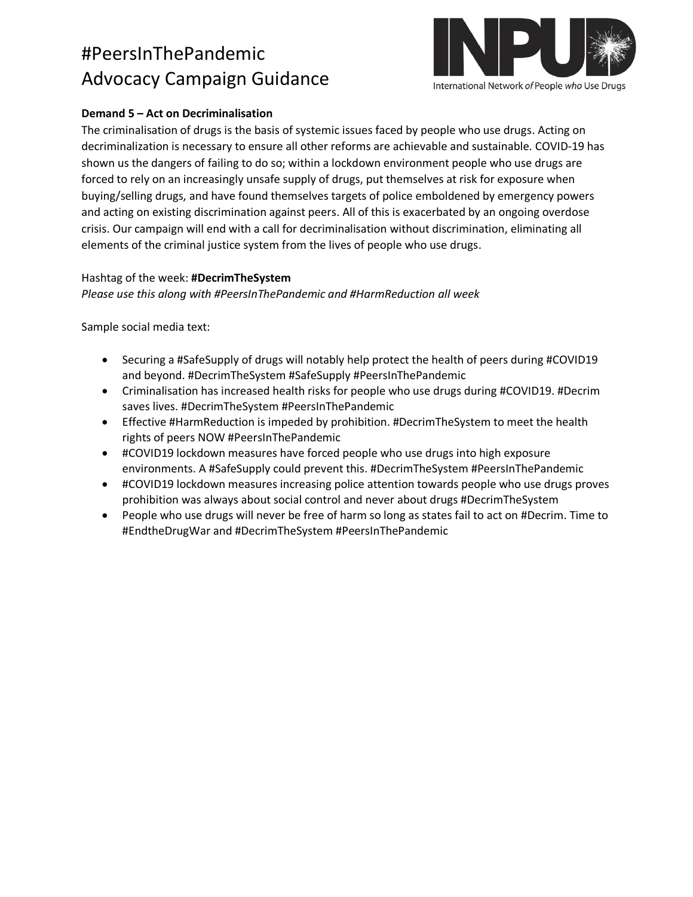**Demand 5 – Act on Decriminalisation**

The criminalisation of drugs is the basis of systemic issues faced by people who use drugs. Acting on decriminalization is necessary to ensure all other reforms are achievable and sustainable. COVID-19 has shown us the dangers of failing to do so; within a lockdown environment people who use drugs are forced to rely on an increasingly unsafe supply of drugs, put themselves at risk for exposure when buying/selling drugs, and have found themselves targets of police emboldened by emergency powers and acting on existing discrimination against peers. All of this is exacerbated by an ongoing overdose crisis. Our campaign will end with a call for decriminalisation without discrimination, eliminating all elements of the criminal justice system from the lives of people who use drugs.

Hashtag of the week: **#DecrimTheSystem**

*Please use this along with #PeersInThePandemic and #HarmReduction all week*

Sample social media text:

- Securing a #SafeSupply of drugs will notably help protect the health of peers during #COVID19 and beyond. #DecrimTheSystem #SafeSupply #PeersInThePandemic
- Criminalisation has increased health risks for people who use drugs during #COVID19. #Decrim saves lives. #DecrimTheSystem #PeersInThePandemic
- Effective #HarmReduction is impeded by prohibition. #DecrimTheSystem to meet the health rights of peers NOW #PeersInThePandemic
- #COVID19 lockdown measures have forced people who use drugs into high exposure environments. A #SafeSupply could prevent this. #DecrimTheSystem #PeersInThePandemic
- #COVID19 lockdown measures increasing police attention towards people who use drugs proves prohibition was always about social control and never about drugs #DecrimTheSystem
- People who use drugs will never be free of harm so long as states fail to act on #Decrim. Time to #EndtheDrugWar and #DecrimTheSystem #PeersInThePandemic